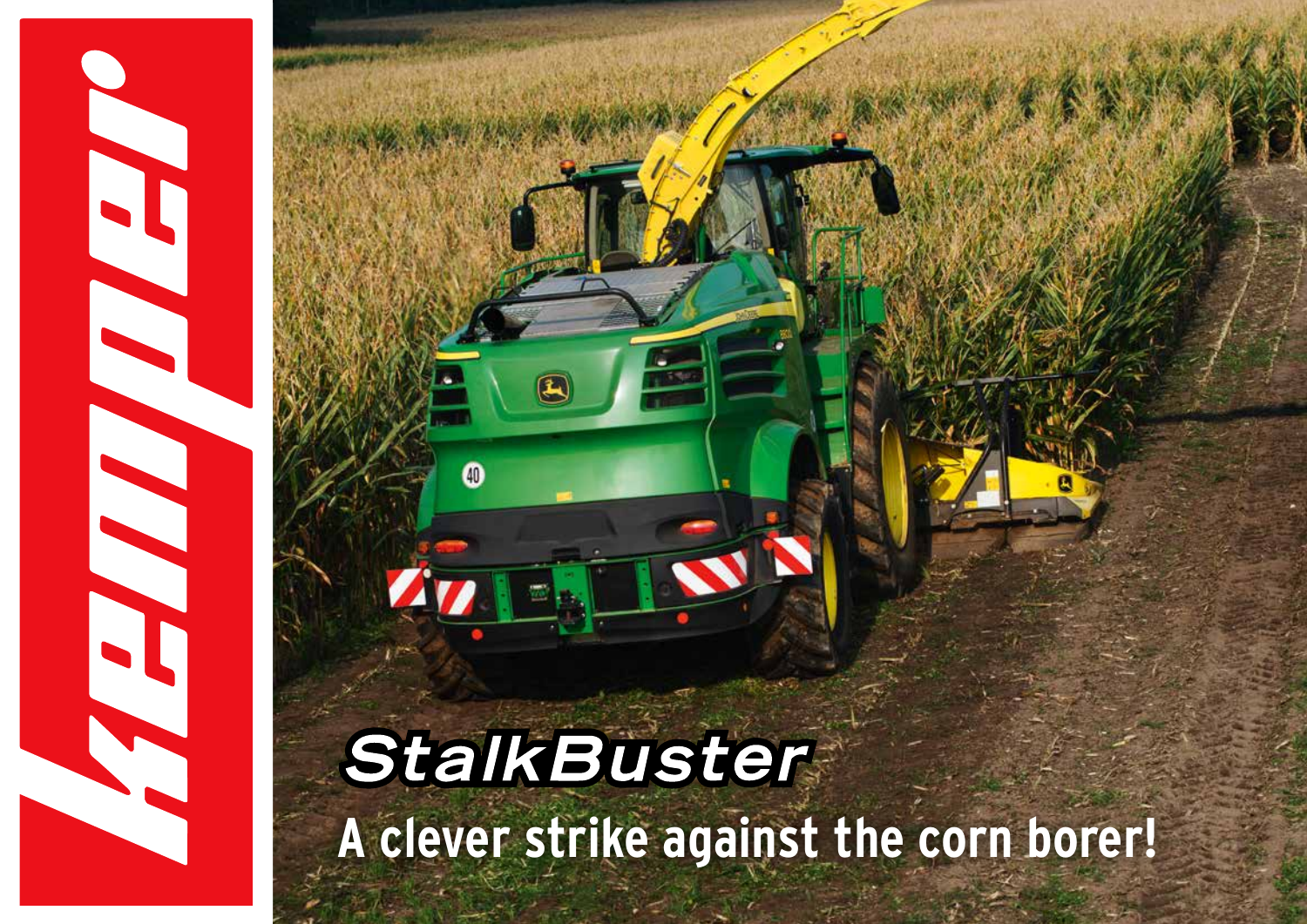kemper

# StalkBuster

## A clever strike against the corn borer!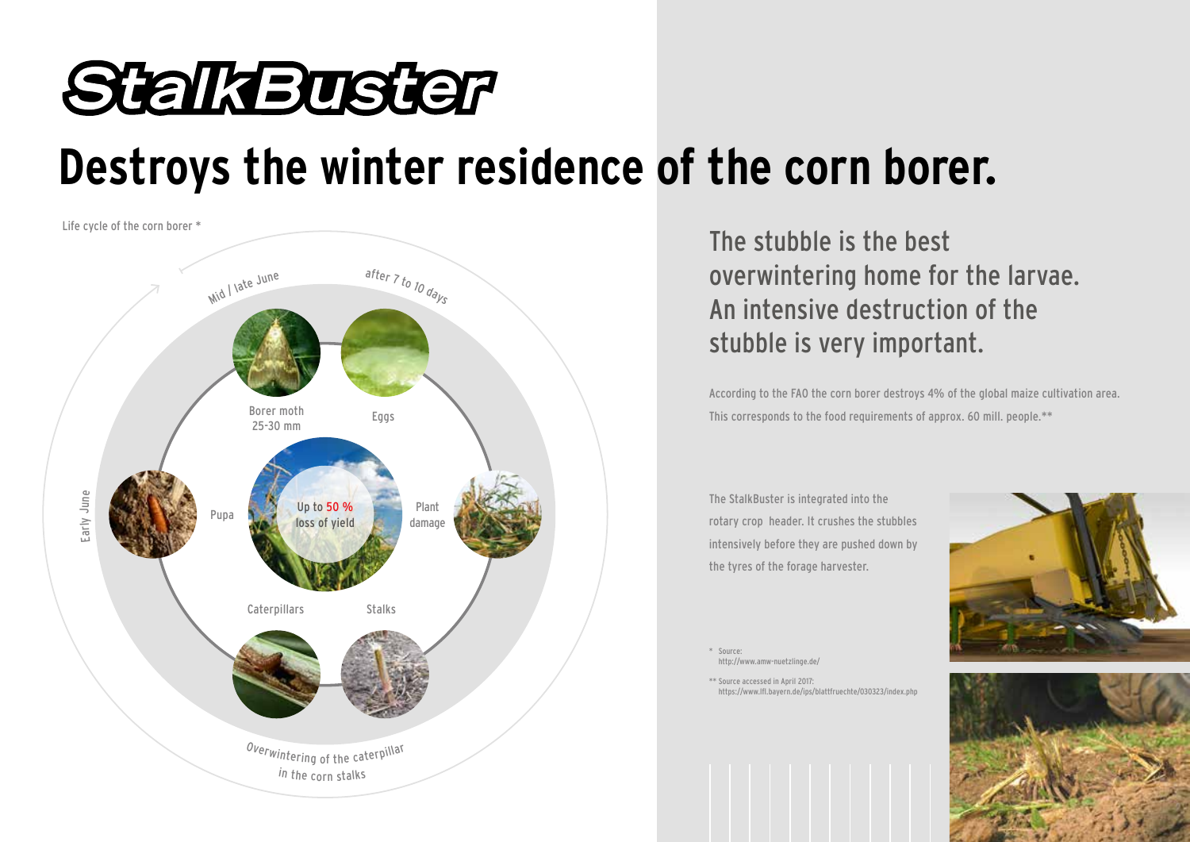# StalkBuster

## Destroys the winter residence of the corn borer.

Life cycle of the corn borer *

Mid / late June

after 7 to 10 days

Borer moth
25-30 mm

Eggs

Early June

Pupa

Up to 50 %
loss of yield

Plant damage

Caterpillars

Stalks

Overwintering of the caterpillar in the corn stalks

### The stubble is the best overwintering home for the larvae. An intensive destruction of the stubble is very important.

According to the FAO the corn borer destroys 4% of the global maize cultivation area. This corresponds to the food requirements of approx. 60 mill. people.**

The StalkBuster is integrated into the rotary crop header. It crushes the stubbles intensively before they are pushed down by the tyres of the forage harvester.

\* Source:
http://www.amw-nuetzlinge.de/

\** Source accessed in April 2017:
https://www.lfl.bayern.de/ips/blattfruechte/030323/index.php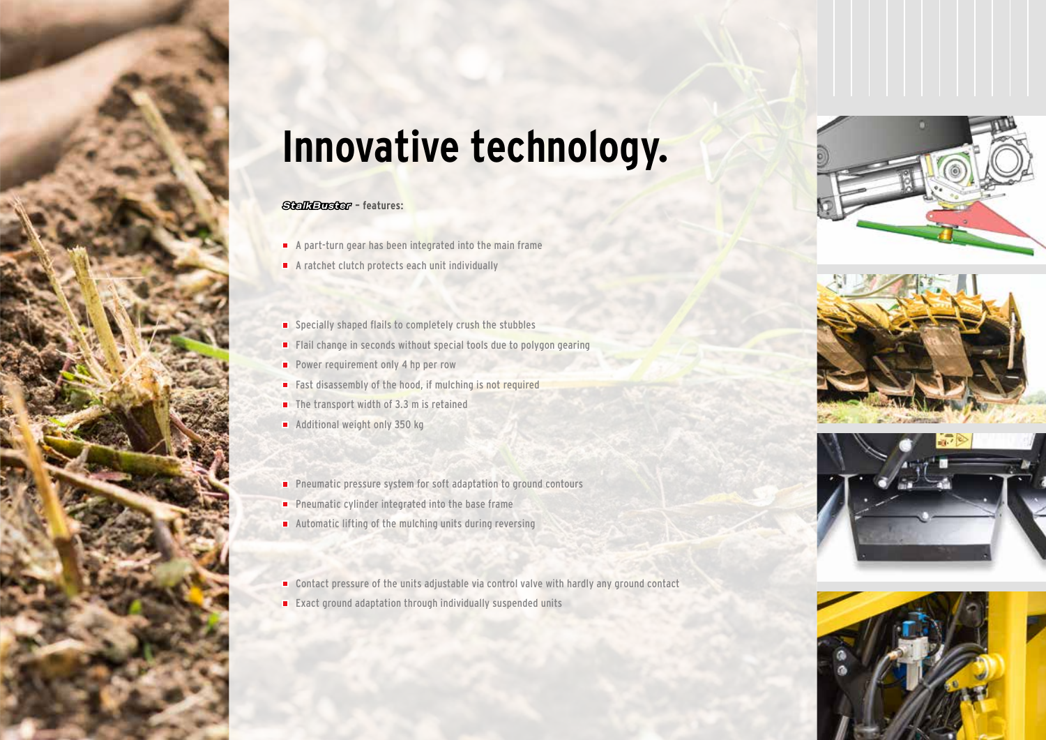# Innovative technology.

**StalkBuster – features:**

- A part-turn gear has been integrated into the main frame
- A ratchet clutch protects each unit individually

- Specially shaped flails to completely crush the stubbles
- Flail change in seconds without special tools due to polygon gearing
- Power requirement only 4 hp per row
- Fast disassembly of the hood, if mulching is not required
- The transport width of 3.3 m is retained
- Additional weight only 350 kg

- Pneumatic pressure system for soft adaptation to ground contours
- Pneumatic cylinder integrated into the base frame
- Automatic lifting of the mulching units during reversing

- Contact pressure of the units adjustable via control valve with hardly any ground contact
- Exact ground adaptation through individually suspended units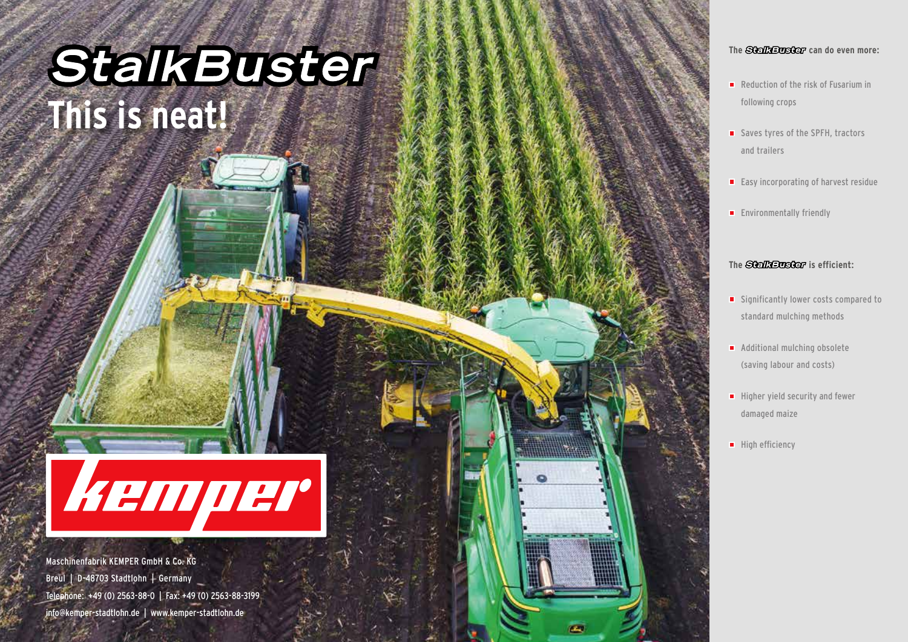# StalkBuster

## This is neat!

Maschinenfabrik KEMPER GmbH & Co. KG
Breul | D-48703 Stadtlohn | Germany
Telephone: +49 (0) 2563-88-0 | Fax: +49 (0) 2563-88-3199
info@kemper-stadtlohn.de | www.kemper-stadtlohn.de

**The StalkBuster can do even more:**

- Reduction of the risk of Fusarium in following crops
- Saves tyres of the SPFH, tractors and trailers
- Easy incorporating of harvest residue
- Environmentally friendly

**The StalkBuster is efficient:**

- Significantly lower costs compared to standard mulching methods
- Additional mulching obsolete (saving labour and costs)
- Higher yield security and fewer damaged maize
- High efficiency